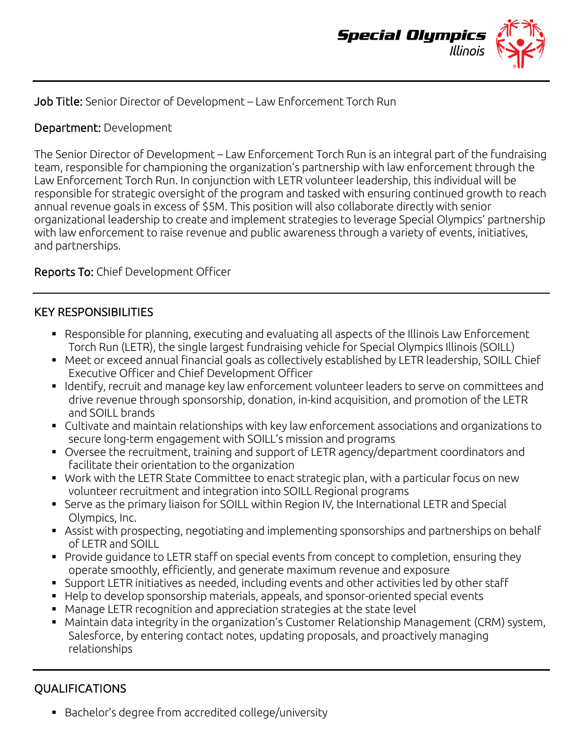**Job Title:** Senior Director of Development – Law Enforcement Torch Run

**Department:** Development

The Senior Director of Development – Law Enforcement Torch Run is an integral part of the fundraising team, responsible for championing the organization's partnership with law enforcement through the Law Enforcement Torch Run. In conjunction with LETR volunteer leadership, this individual will be responsible for strategic oversight of the program and tasked with ensuring continued growth to reach annual revenue goals in excess of $5M. This position will also collaborate directly with senior organizational leadership to create and implement strategies to leverage Special Olympics' partnership with law enforcement to raise revenue and public awareness through a variety of events, initiatives, and partnerships.

**Reports To:** Chief Development Officer

## KEY RESPONSIBILITIES

- Responsible for planning, executing and evaluating all aspects of the Illinois Law Enforcement Torch Run (LETR), the single largest fundraising vehicle for Special Olympics Illinois (SOILL)
- Meet or exceed annual financial goals as collectively established by LETR leadership, SOILL Chief Executive Officer and Chief Development Officer
- Identify, recruit and manage key law enforcement volunteer leaders to serve on committees and drive revenue through sponsorship, donation, in-kind acquisition, and promotion of the LETR and SOILL brands
- Cultivate and maintain relationships with key law enforcement associations and organizations to secure long-term engagement with SOILL's mission and programs
- Oversee the recruitment, training and support of LETR agency/department coordinators and facilitate their orientation to the organization
- Work with the LETR State Committee to enact strategic plan, with a particular focus on new volunteer recruitment and integration into SOILL Regional programs
- Serve as the primary liaison for SOILL within Region IV, the International LETR and Special Olympics, Inc.
- Assist with prospecting, negotiating and implementing sponsorships and partnerships on behalf of LETR and SOILL
- Provide guidance to LETR staff on special events from concept to completion, ensuring they operate smoothly, efficiently, and generate maximum revenue and exposure
- Support LETR initiatives as needed, including events and other activities led by other staff
- Help to develop sponsorship materials, appeals, and sponsor-oriented special events
- Manage LETR recognition and appreciation strategies at the state level
- Maintain data integrity in the organization's Customer Relationship Management (CRM) system, Salesforce, by entering contact notes, updating proposals, and proactively managing relationships

## QUALIFICATIONS

- Bachelor's degree from accredited college/university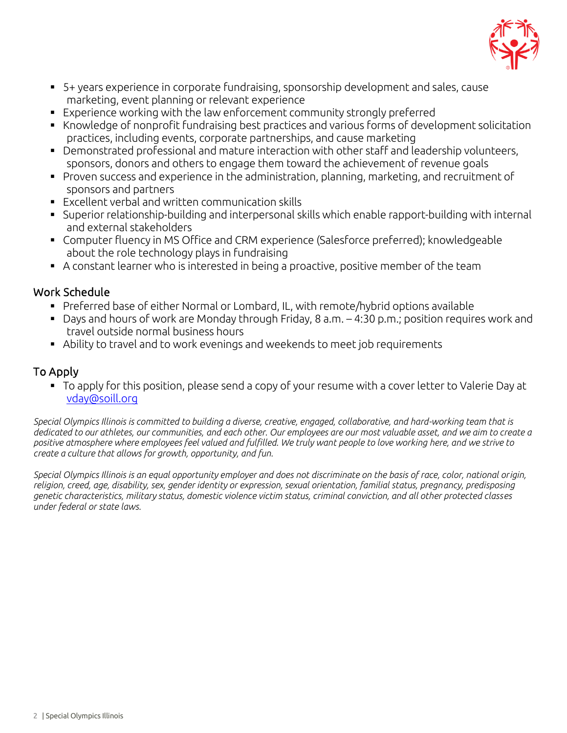- 5+ years experience in corporate fundraising, sponsorship development and sales, cause marketing, event planning or relevant experience
- Experience working with the law enforcement community strongly preferred
- Knowledge of nonprofit fundraising best practices and various forms of development solicitation practices, including events, corporate partnerships, and cause marketing
- Demonstrated professional and mature interaction with other staff and leadership volunteers, sponsors, donors and others to engage them toward the achievement of revenue goals
- Proven success and experience in the administration, planning, marketing, and recruitment of sponsors and partners
- Excellent verbal and written communication skills
- Superior relationship-building and interpersonal skills which enable rapport-building with internal and external stakeholders
- Computer fluency in MS Office and CRM experience (Salesforce preferred); knowledgeable about the role technology plays in fundraising
- A constant learner who is interested in being a proactive, positive member of the team

## Work Schedule

- Preferred base of either Normal or Lombard, IL, with remote/hybrid options available
- Days and hours of work are Monday through Friday, 8 a.m. – 4:30 p.m.; position requires work and travel outside normal business hours
- Ability to travel and to work evenings and weekends to meet job requirements

## To Apply

- To apply for this position, please send a copy of your resume with a cover letter to Valerie Day at vday@soill.org

*Special Olympics Illinois is committed to building a diverse, creative, engaged, collaborative, and hard-working team that is dedicated to our athletes, our communities, and each other. Our employees are our most valuable asset, and we aim to create a positive atmosphere where employees feel valued and fulfilled. We truly want people to love working here, and we strive to create a culture that allows for growth, opportunity, and fun.*

*Special Olympics Illinois is an equal opportunity employer and does not discriminate on the basis of race, color, national origin, religion, creed, age, disability, sex, gender identity or expression, sexual orientation, familial status, pregnancy, predisposing genetic characteristics, military status, domestic violence victim status, criminal conviction, and all other protected classes under federal or state laws.*